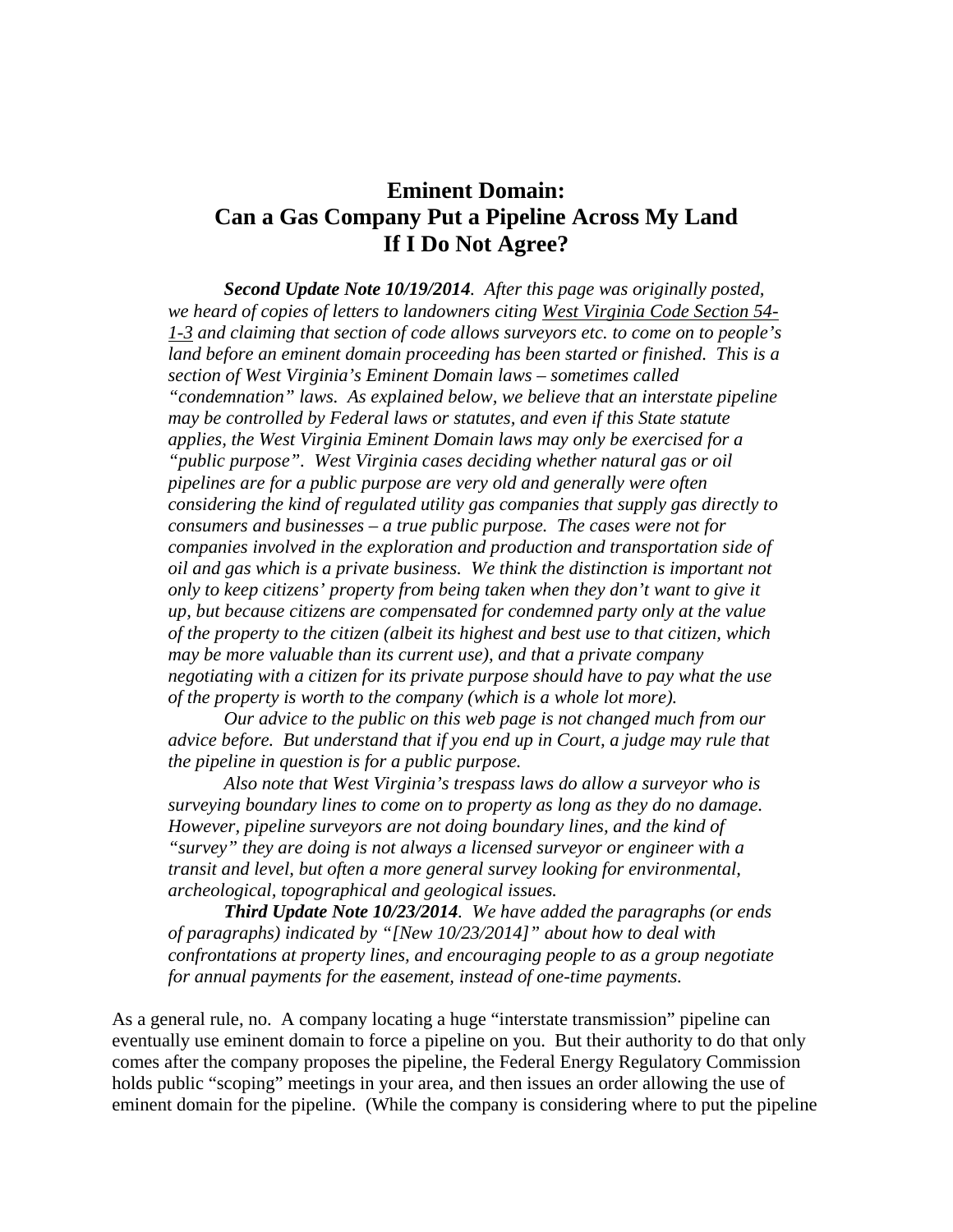# Eminent Domain: Can a Gas Company Put a Pipeline Across My Land If I Do Not Agree?

***Second Update Note 10/19/2014****. After this page was originally posted, we heard of copies of letters to landowners citing* *West Virginia Code Section 54-1-3* *and claiming that section of code allows surveyors etc. to come on to people's land before an eminent domain proceeding has been started or finished. This is a section of West Virginia's Eminent Domain laws – sometimes called "condemnation" laws. As explained below, we believe that an interstate pipeline may be controlled by Federal laws or statutes, and even if this State statute applies, the West Virginia Eminent Domain laws may only be exercised for a "public purpose". West Virginia cases deciding whether natural gas or oil pipelines are for a public purpose are very old and generally were often considering the kind of regulated utility gas companies that supply gas directly to consumers and businesses – a true public purpose. The cases were not for companies involved in the exploration and production and transportation side of oil and gas which is a private business. We think the distinction is important not only to keep citizens' property from being taken when they don't want to give it up, but because citizens are compensated for condemned party only at the value of the property to the citizen (albeit its highest and best use to that citizen, which may be more valuable than its current use), and that a private company negotiating with a citizen for its private purpose should have to pay what the use of the property is worth to the company (which is a whole lot more).*

*Our advice to the public on this web page is not changed much from our advice before. But understand that if you end up in Court, a judge may rule that the pipeline in question is for a public purpose.*

*Also note that West Virginia's trespass laws do allow a surveyor who is surveying boundary lines to come on to property as long as they do no damage. However, pipeline surveyors are not doing boundary lines, and the kind of "survey" they are doing is not always a licensed surveyor or engineer with a transit and level, but often a more general survey looking for environmental, archeological, topographical and geological issues.*

***Third Update Note 10/23/2014****. We have added the paragraphs (or ends of paragraphs) indicated by "[New 10/23/2014]" about how to deal with confrontations at property lines, and encouraging people to as a group negotiate for annual payments for the easement, instead of one-time payments.*

As a general rule, no. A company locating a huge "interstate transmission" pipeline can eventually use eminent domain to force a pipeline on you. But their authority to do that only comes after the company proposes the pipeline, the Federal Energy Regulatory Commission holds public "scoping" meetings in your area, and then issues an order allowing the use of eminent domain for the pipeline. (While the company is considering where to put the pipeline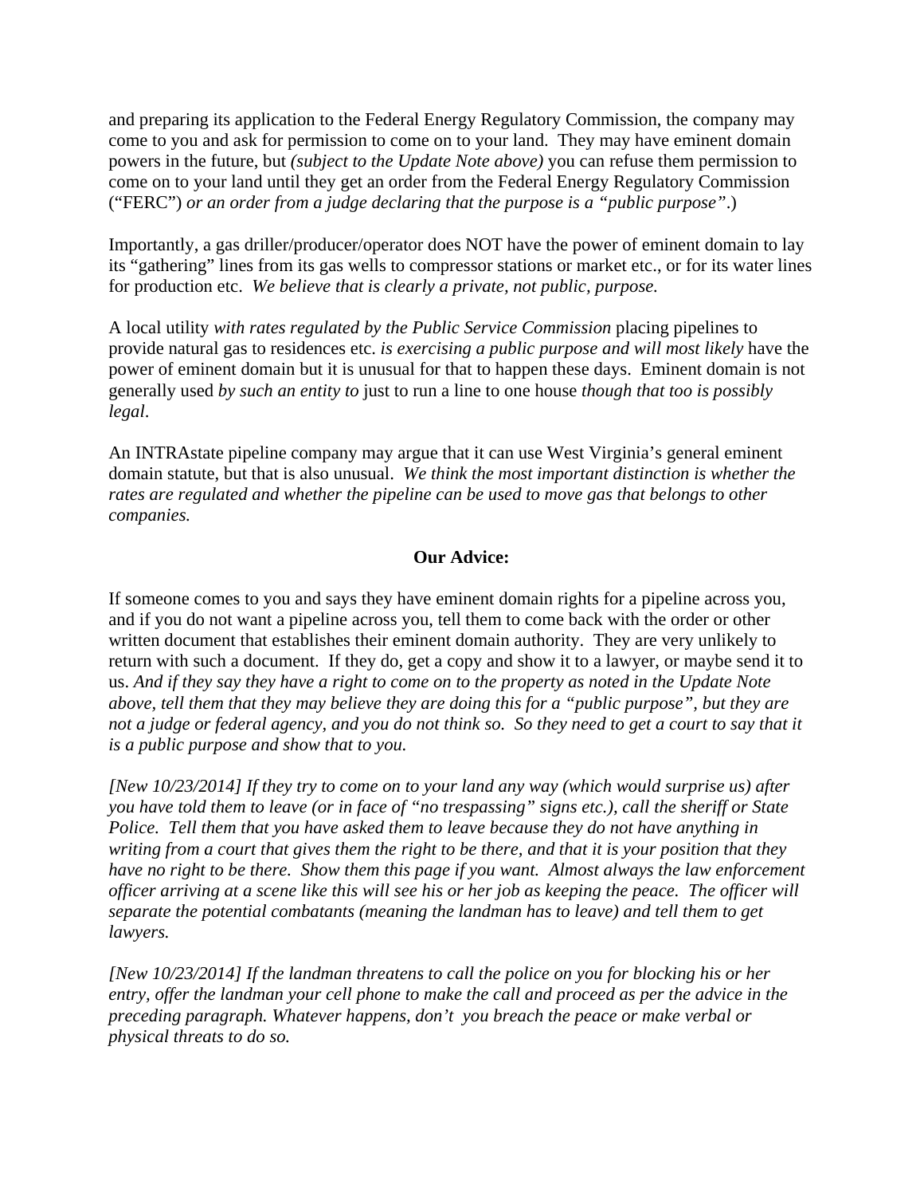and preparing its application to the Federal Energy Regulatory Commission, the company may come to you and ask for permission to come on to your land. They may have eminent domain powers in the future, but *(subject to the Update Note above)* you can refuse them permission to come on to your land until they get an order from the Federal Energy Regulatory Commission ("FERC") *or an order from a judge declaring that the purpose is a "public purpose"*.)

Importantly, a gas driller/producer/operator does NOT have the power of eminent domain to lay its "gathering" lines from its gas wells to compressor stations or market etc., or for its water lines for production etc. *We believe that is clearly a private, not public, purpose.*

A local utility *with rates regulated by the Public Service Commission* placing pipelines to provide natural gas to residences etc. *is exercising a public purpose and will most likely* have the power of eminent domain but it is unusual for that to happen these days. Eminent domain is not generally used *by such an entity to* just to run a line to one house *though that too is possibly legal*.

An INTRAstate pipeline company may argue that it can use West Virginia's general eminent domain statute, but that is also unusual. *We think the most important distinction is whether the rates are regulated and whether the pipeline can be used to move gas that belongs to other companies.*

**Our Advice:**

If someone comes to you and says they have eminent domain rights for a pipeline across you, and if you do not want a pipeline across you, tell them to come back with the order or other written document that establishes their eminent domain authority. They are very unlikely to return with such a document. If they do, get a copy and show it to a lawyer, or maybe send it to us. *And if they say they have a right to come on to the property as noted in the Update Note above, tell them that they may believe they are doing this for a "public purpose", but they are not a judge or federal agency, and you do not think so. So they need to get a court to say that it is a public purpose and show that to you.*

*[New 10/23/2014] If they try to come on to your land any way (which would surprise us) after you have told them to leave (or in face of "no trespassing" signs etc.), call the sheriff or State Police. Tell them that you have asked them to leave because they do not have anything in writing from a court that gives them the right to be there, and that it is your position that they have no right to be there. Show them this page if you want. Almost always the law enforcement officer arriving at a scene like this will see his or her job as keeping the peace. The officer will separate the potential combatants (meaning the landman has to leave) and tell them to get lawyers.*

*[New 10/23/2014] If the landman threatens to call the police on you for blocking his or her entry, offer the landman your cell phone to make the call and proceed as per the advice in the preceding paragraph. Whatever happens, don't you breach the peace or make verbal or physical threats to do so.*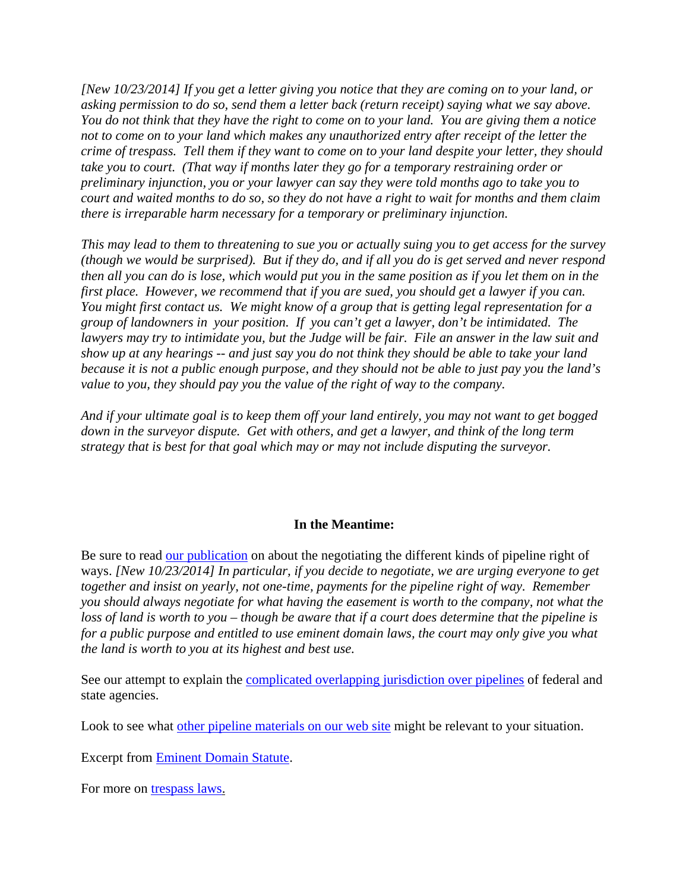*[New 10/23/2014] If you get a letter giving you notice that they are coming on to your land, or asking permission to do so, send them a letter back (return receipt) saying what we say above. You do not think that they have the right to come on to your land. You are giving them a notice not to come on to your land which makes any unauthorized entry after receipt of the letter the crime of trespass. Tell them if they want to come on to your land despite your letter, they should take you to court. (That way if months later they go for a temporary restraining order or preliminary injunction, you or your lawyer can say they were told months ago to take you to court and waited months to do so, so they do not have a right to wait for months and them claim there is irreparable harm necessary for a temporary or preliminary injunction.*

*This may lead to them to threatening to sue you or actually suing you to get access for the survey (though we would be surprised). But if they do, and if all you do is get served and never respond then all you can do is lose, which would put you in the same position as if you let them on in the first place. However, we recommend that if you are sued, you should get a lawyer if you can. You might first contact us. We might know of a group that is getting legal representation for a group of landowners in your position. If you can't get a lawyer, don't be intimidated. The lawyers may try to intimidate you, but the Judge will be fair. File an answer in the law suit and show up at any hearings -- and just say you do not think they should be able to take your land because it is not a public enough purpose, and they should not be able to just pay you the land's value to you, they should pay you the value of the right of way to the company.*

*And if your ultimate goal is to keep them off your land entirely, you may not want to get bogged down in the surveyor dispute. Get with others, and get a lawyer, and think of the long term strategy that is best for that goal which may or may not include disputing the surveyor.*

**In the Meantime:**

Be sure to read [our publication] on about the negotiating the different kinds of pipeline right of ways. *[New 10/23/2014] In particular, if you decide to negotiate, we are urging everyone to get together and insist on yearly, not one-time, payments for the pipeline right of way. Remember you should always negotiate for what having the easement is worth to the company, not what the loss of land is worth to you – though be aware that if a court does determine that the pipeline is for a public purpose and entitled to use eminent domain laws, the court may only give you what the land is worth to you at its highest and best use.*

See our attempt to explain the [complicated overlapping jurisdiction over pipelines] of federal and state agencies.

Look to see what [other pipeline materials on our web site] might be relevant to your situation.

Excerpt from [Eminent Domain Statute].

For more on [trespass laws.]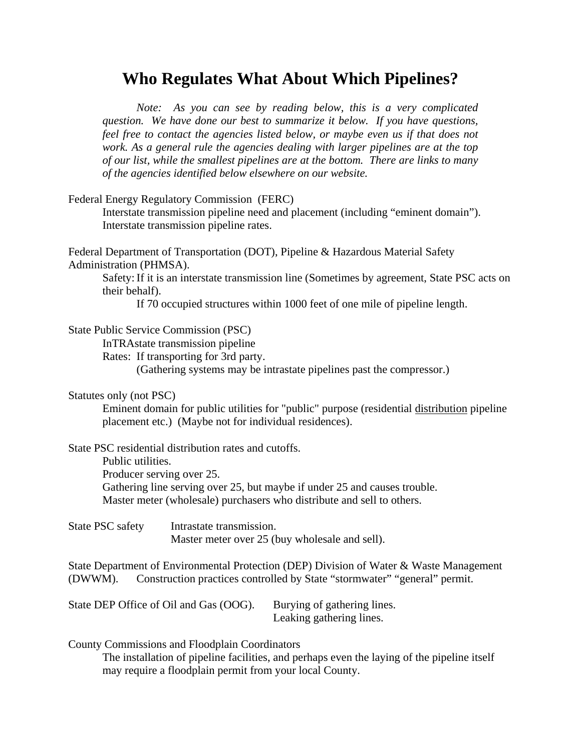# Who Regulates What About Which Pipelines?

*Note: As you can see by reading below, this is a very complicated question. We have done our best to summarize it below. If you have questions, feel free to contact the agencies listed below, or maybe even us if that does not work. As a general rule the agencies dealing with larger pipelines are at the top of our list, while the smallest pipelines are at the bottom. There are links to many of the agencies identified below elsewhere on our website.*

Federal Energy Regulatory Commission (FERC)

Interstate transmission pipeline need and placement (including "eminent domain").
Interstate transmission pipeline rates.

Federal Department of Transportation (DOT), Pipeline & Hazardous Material Safety Administration (PHMSA).

Safety: If it is an interstate transmission line (Sometimes by agreement, State PSC acts on their behalf).
If 70 occupied structures within 1000 feet of one mile of pipeline length.

State Public Service Commission (PSC)

InTRAstate transmission pipeline
Rates: If transporting for 3rd party.
(Gathering systems may be intrastate pipelines past the compressor.)

Statutes only (not PSC)

Eminent domain for public utilities for "public" purpose (residential distribution pipeline placement etc.) (Maybe not for individual residences).

State PSC residential distribution rates and cutoffs.

Public utilities.
Producer serving over 25.
Gathering line serving over 25, but maybe if under 25 and causes trouble.
Master meter (wholesale) purchasers who distribute and sell to others.

State PSC safety — Intrastate transmission.
Master meter over 25 (buy wholesale and sell).

State Department of Environmental Protection (DEP) Division of Water & Waste Management (DWWM). Construction practices controlled by State "stormwater" "general" permit.

State DEP Office of Oil and Gas (OOG). — Burying of gathering lines.
Leaking gathering lines.

County Commissions and Floodplain Coordinators

The installation of pipeline facilities, and perhaps even the laying of the pipeline itself may require a floodplain permit from your local County.